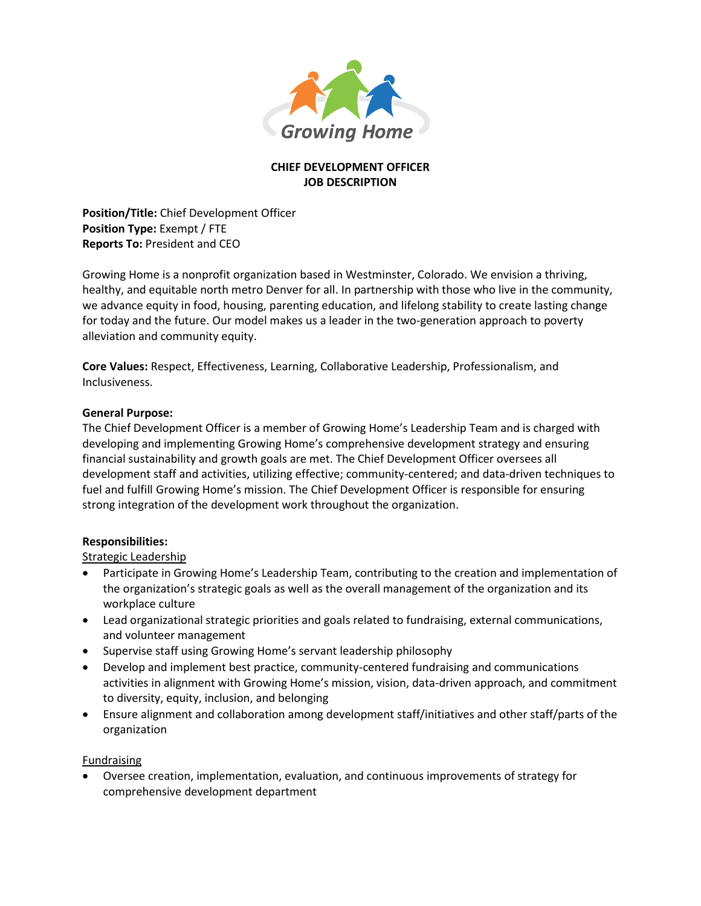Growing Home

# CHIEF DEVELOPMENT OFFICER
# JOB DESCRIPTION

**Position/Title:** Chief Development Officer
**Position Type:** Exempt / FTE
**Reports To:** President and CEO

Growing Home is a nonprofit organization based in Westminster, Colorado. We envision a thriving, healthy, and equitable north metro Denver for all. In partnership with those who live in the community, we advance equity in food, housing, parenting education, and lifelong stability to create lasting change for today and the future. Our model makes us a leader in the two-generation approach to poverty alleviation and community equity.

**Core Values:** Respect, Effectiveness, Learning, Collaborative Leadership, Professionalism, and Inclusiveness.

**General Purpose:**
The Chief Development Officer is a member of Growing Home's Leadership Team and is charged with developing and implementing Growing Home's comprehensive development strategy and ensuring financial sustainability and growth goals are met. The Chief Development Officer oversees all development staff and activities, utilizing effective; community-centered; and data-driven techniques to fuel and fulfill Growing Home's mission. The Chief Development Officer is responsible for ensuring strong integration of the development work throughout the organization.

**Responsibilities:**

Strategic Leadership

- Participate in Growing Home's Leadership Team, contributing to the creation and implementation of the organization's strategic goals as well as the overall management of the organization and its workplace culture
- Lead organizational strategic priorities and goals related to fundraising, external communications, and volunteer management
- Supervise staff using Growing Home's servant leadership philosophy
- Develop and implement best practice, community-centered fundraising and communications activities in alignment with Growing Home's mission, vision, data-driven approach, and commitment to diversity, equity, inclusion, and belonging
- Ensure alignment and collaboration among development staff/initiatives and other staff/parts of the organization

Fundraising

- Oversee creation, implementation, evaluation, and continuous improvements of strategy for comprehensive development department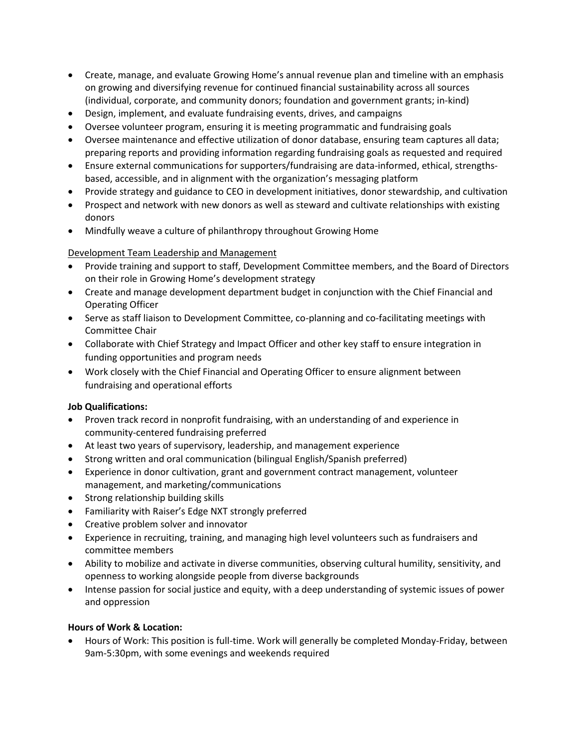- Create, manage, and evaluate Growing Home's annual revenue plan and timeline with an emphasis on growing and diversifying revenue for continued financial sustainability across all sources (individual, corporate, and community donors; foundation and government grants; in-kind)
- Design, implement, and evaluate fundraising events, drives, and campaigns
- Oversee volunteer program, ensuring it is meeting programmatic and fundraising goals
- Oversee maintenance and effective utilization of donor database, ensuring team captures all data; preparing reports and providing information regarding fundraising goals as requested and required
- Ensure external communications for supporters/fundraising are data-informed, ethical, strengths-based, accessible, and in alignment with the organization's messaging platform
- Provide strategy and guidance to CEO in development initiatives, donor stewardship, and cultivation
- Prospect and network with new donors as well as steward and cultivate relationships with existing donors
- Mindfully weave a culture of philanthropy throughout Growing Home

<u>Development Team Leadership and Management</u>

- Provide training and support to staff, Development Committee members, and the Board of Directors on their role in Growing Home's development strategy
- Create and manage development department budget in conjunction with the Chief Financial and Operating Officer
- Serve as staff liaison to Development Committee, co-planning and co-facilitating meetings with Committee Chair
- Collaborate with Chief Strategy and Impact Officer and other key staff to ensure integration in funding opportunities and program needs
- Work closely with the Chief Financial and Operating Officer to ensure alignment between fundraising and operational efforts

**Job Qualifications:**

- Proven track record in nonprofit fundraising, with an understanding of and experience in community-centered fundraising preferred
- At least two years of supervisory, leadership, and management experience
- Strong written and oral communication (bilingual English/Spanish preferred)
- Experience in donor cultivation, grant and government contract management, volunteer management, and marketing/communications
- Strong relationship building skills
- Familiarity with Raiser's Edge NXT strongly preferred
- Creative problem solver and innovator
- Experience in recruiting, training, and managing high level volunteers such as fundraisers and committee members
- Ability to mobilize and activate in diverse communities, observing cultural humility, sensitivity, and openness to working alongside people from diverse backgrounds
- Intense passion for social justice and equity, with a deep understanding of systemic issues of power and oppression

**Hours of Work & Location:**

- Hours of Work: This position is full-time. Work will generally be completed Monday-Friday, between 9am-5:30pm, with some evenings and weekends required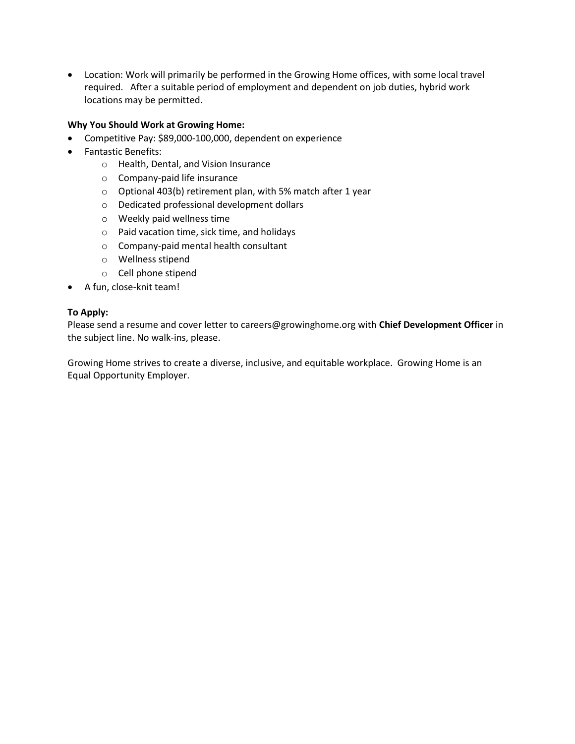- Location: Work will primarily be performed in the Growing Home offices, with some local travel required. After a suitable period of employment and dependent on job duties, hybrid work locations may be permitted.

**Why You Should Work at Growing Home:**

- Competitive Pay: $89,000-100,000, dependent on experience
- Fantastic Benefits:
  - Health, Dental, and Vision Insurance
  - Company-paid life insurance
  - Optional 403(b) retirement plan, with 5% match after 1 year
  - Dedicated professional development dollars
  - Weekly paid wellness time
  - Paid vacation time, sick time, and holidays
  - Company-paid mental health consultant
  - Wellness stipend
  - Cell phone stipend
- A fun, close-knit team!

**To Apply:**

Please send a resume and cover letter to careers@growinghome.org with **Chief Development Officer** in the subject line. No walk-ins, please.

Growing Home strives to create a diverse, inclusive, and equitable workplace. Growing Home is an Equal Opportunity Employer.